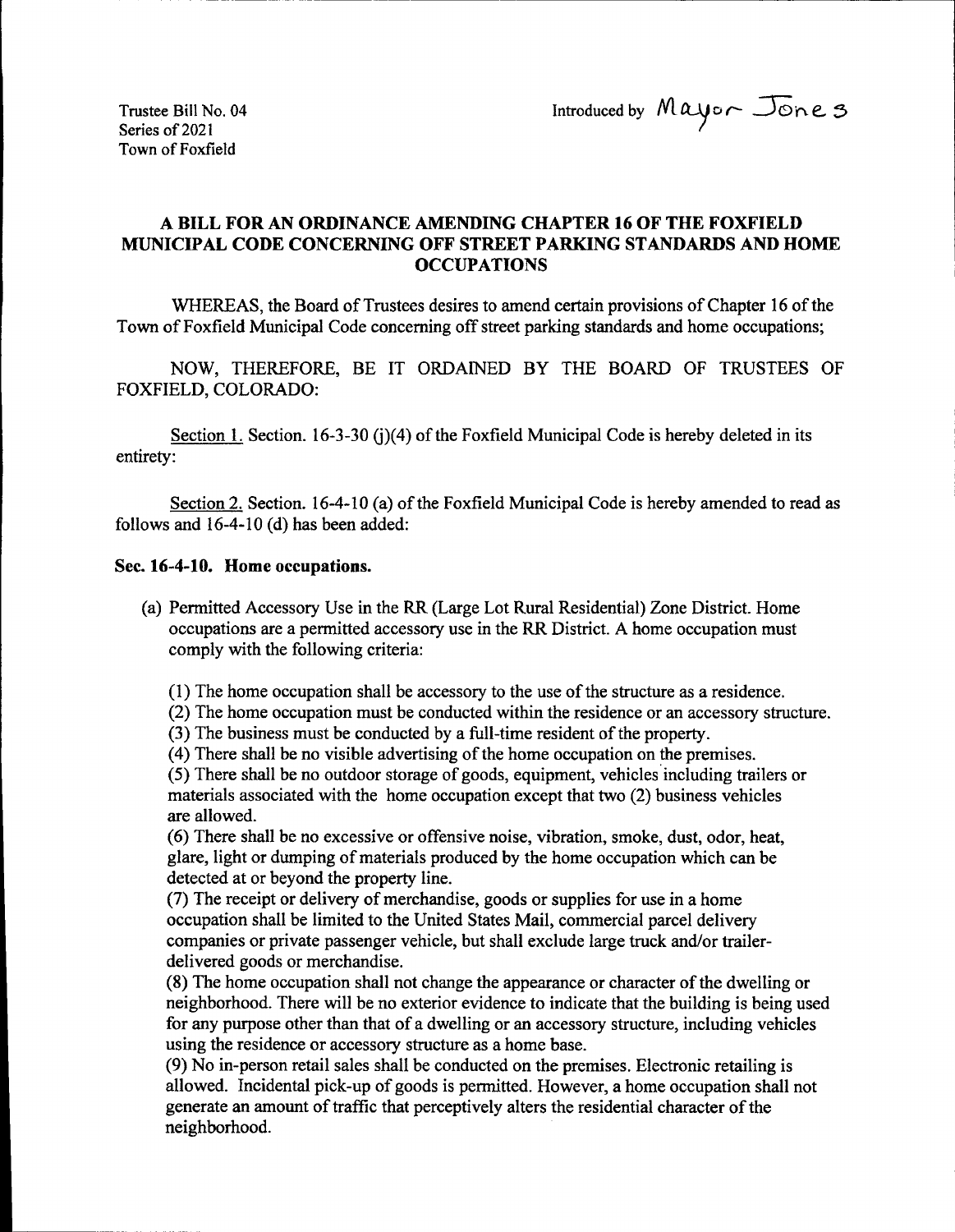Trustee Bill No. 04
Series of 2021
Town of Foxfield

Introduced by Mayor Jones

## A BILL FOR AN ORDINANCE AMENDING CHAPTER 16 OF THE FOXFIELD MUNICIPAL CODE CONCERNING OFF STREET PARKING STANDARDS AND HOME OCCUPATIONS

WHEREAS, the Board of Trustees desires to amend certain provisions of Chapter 16 of the Town of Foxfield Municipal Code concerning off street parking standards and home occupations;

NOW, THEREFORE, BE IT ORDAINED BY THE BOARD OF TRUSTEES OF FOXFIELD, COLORADO:

Section 1. Section. 16-3-30 (j)(4) of the Foxfield Municipal Code is hereby deleted in its entirety:

Section 2. Section. 16-4-10 (a) of the Foxfield Municipal Code is hereby amended to read as follows and 16-4-10 (d) has been added:

### Sec. 16-4-10. Home occupations.

(a) Permitted Accessory Use in the RR (Large Lot Rural Residential) Zone District. Home occupations are a permitted accessory use in the RR District. A home occupation must comply with the following criteria:

(1) The home occupation shall be accessory to the use of the structure as a residence.

(2) The home occupation must be conducted within the residence or an accessory structure.

(3) The business must be conducted by a full-time resident of the property.

(4) There shall be no visible advertising of the home occupation on the premises.

(5) There shall be no outdoor storage of goods, equipment, vehicles including trailers or materials associated with the home occupation except that two (2) business vehicles are allowed.

(6) There shall be no excessive or offensive noise, vibration, smoke, dust, odor, heat, glare, light or dumping of materials produced by the home occupation which can be detected at or beyond the property line.

(7) The receipt or delivery of merchandise, goods or supplies for use in a home occupation shall be limited to the United States Mail, commercial parcel delivery companies or private passenger vehicle, but shall exclude large truck and/or trailer-delivered goods or merchandise.

(8) The home occupation shall not change the appearance or character of the dwelling or neighborhood. There will be no exterior evidence to indicate that the building is being used for any purpose other than that of a dwelling or an accessory structure, including vehicles using the residence or accessory structure as a home base.

(9) No in-person retail sales shall be conducted on the premises. Electronic retailing is allowed. Incidental pick-up of goods is permitted. However, a home occupation shall not generate an amount of traffic that perceptively alters the residential character of the neighborhood.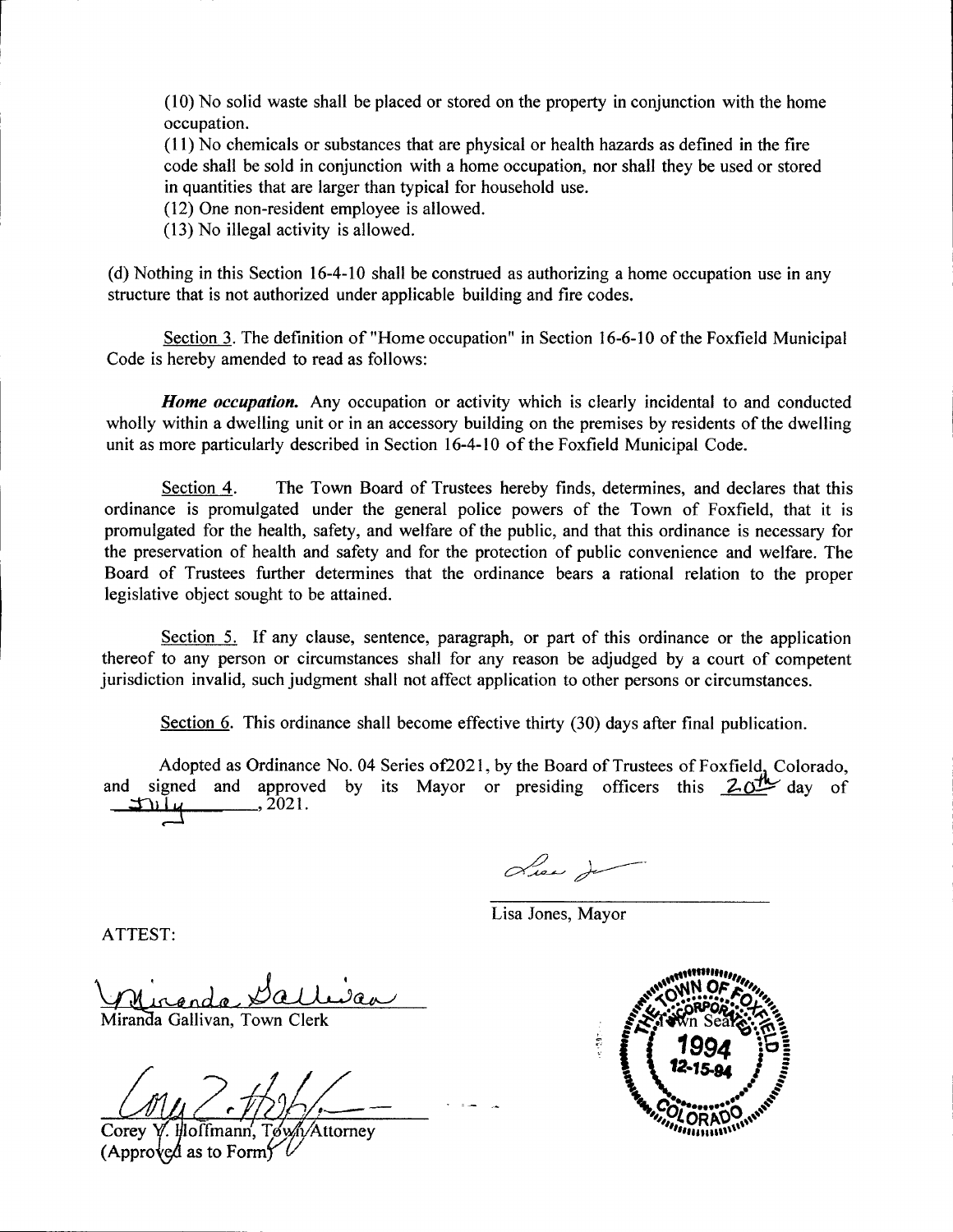(10) No solid waste shall be placed or stored on the property in conjunction with the home occupation.

(11) No chemicals or substances that are physical or health hazards as defined in the fire code shall be sold in conjunction with a home occupation, nor shall they be used or stored in quantities that are larger than typical for household use.

(12) One non-resident employee is allowed.

(13) No illegal activity is allowed.

(d) Nothing in this Section 16-4-10 shall be construed as authorizing a home occupation use in any structure that is not authorized under applicable building and fire codes.

Section 3. The definition of "Home occupation" in Section 16-6-10 of the Foxfield Municipal Code is hereby amended to read as follows:

***Home occupation.*** Any occupation or activity which is clearly incidental to and conducted wholly within a dwelling unit or in an accessory building on the premises by residents of the dwelling unit as more particularly described in Section 16-4-10 of the Foxfield Municipal Code.

Section 4. The Town Board of Trustees hereby finds, determines, and declares that this ordinance is promulgated under the general police powers of the Town of Foxfield, that it is promulgated for the health, safety, and welfare of the public, and that this ordinance is necessary for the preservation of health and safety and for the protection of public convenience and welfare. The Board of Trustees further determines that the ordinance bears a rational relation to the proper legislative object sought to be attained.

Section 5. If any clause, sentence, paragraph, or part of this ordinance or the application thereof to any person or circumstances shall for any reason be adjudged by a court of competent jurisdiction invalid, such judgment shall not affect application to other persons or circumstances.

Section 6. This ordinance shall become effective thirty (30) days after final publication.

Adopted as Ordinance No. 04 Series of2021, by the Board of Trustees of Foxfield, Colorado, and signed and approved by its Mayor or presiding officers this 20th day of July, 2021.

Lisa Jones, Mayor

ATTEST:

Miranda Gallivan, Town Clerk

Corey Y. Hoffmann, Town Attorney
(Approved as to Form)

THE TOWN OF FOXFIELD INCORPORATED Town Seal 1994 12-15-94 COLORADO